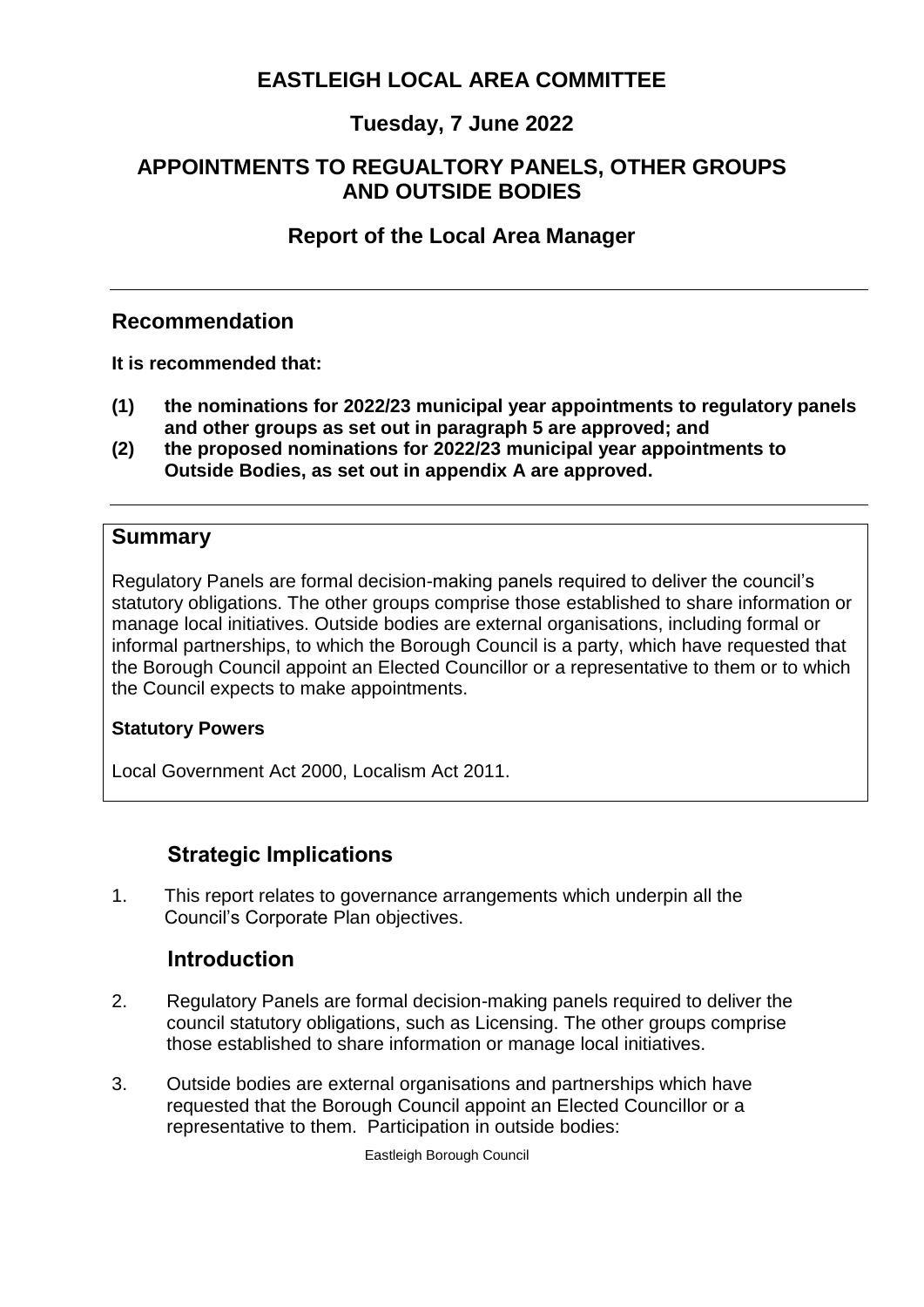# EASTLEIGH LOCAL AREA COMMITTEE

## Tuesday, 7 June 2022

## APPOINTMENTS TO REGUALTORY PANELS, OTHER GROUPS AND OUTSIDE BODIES

## Report of the Local Area Manager

---

### Recommendation

**It is recommended that:**

**(1) the nominations for 2022/23 municipal year appointments to regulatory panels and other groups as set out in paragraph 5 are approved; and**

**(2) the proposed nominations for 2022/23 municipal year appointments to Outside Bodies, as set out in appendix A are approved.**

---

### Summary

Regulatory Panels are formal decision-making panels required to deliver the council's statutory obligations. The other groups comprise those established to share information or manage local initiatives. Outside bodies are external organisations, including formal or informal partnerships, to which the Borough Council is a party, which have requested that the Borough Council appoint an Elected Councillor or a representative to them or to which the Council expects to make appointments.

**Statutory Powers**

Local Government Act 2000, Localism Act 2011.

### Strategic Implications

1. This report relates to governance arrangements which underpin all the Council's Corporate Plan objectives.

### Introduction

2. Regulatory Panels are formal decision-making panels required to deliver the council statutory obligations, such as Licensing. The other groups comprise those established to share information or manage local initiatives.

3. Outside bodies are external organisations and partnerships which have requested that the Borough Council appoint an Elected Councillor or a representative to them. Participation in outside bodies: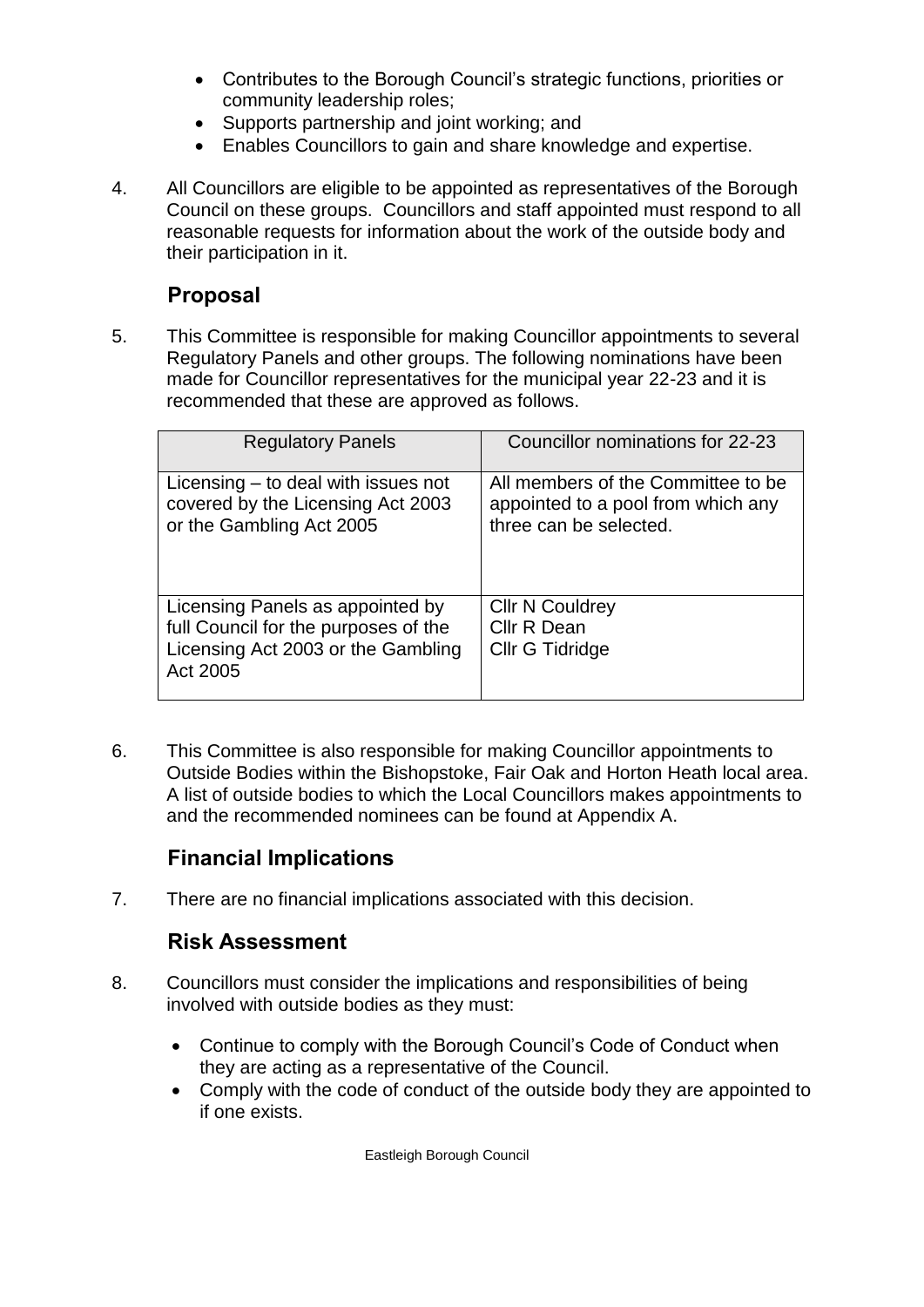- Contributes to the Borough Council's strategic functions, priorities or community leadership roles;
- Supports partnership and joint working; and
- Enables Councillors to gain and share knowledge and expertise.

4. All Councillors are eligible to be appointed as representatives of the Borough Council on these groups. Councillors and staff appointed must respond to all reasonable requests for information about the work of the outside body and their participation in it.

## Proposal

5. This Committee is responsible for making Councillor appointments to several Regulatory Panels and other groups. The following nominations have been made for Councillor representatives for the municipal year 22-23 and it is recommended that these are approved as follows.

| Regulatory Panels | Councillor nominations for 22-23 |
|---|---|
| Licensing – to deal with issues not covered by the Licensing Act 2003 or the Gambling Act 2005 | All members of the Committee to be appointed to a pool from which any three can be selected. |
| Licensing Panels as appointed by full Council for the purposes of the Licensing Act 2003 or the Gambling Act 2005 | Cllr N Couldrey<br>Cllr R Dean<br>Cllr G Tidridge |

6. This Committee is also responsible for making Councillor appointments to Outside Bodies within the Bishopstoke, Fair Oak and Horton Heath local area. A list of outside bodies to which the Local Councillors makes appointments to and the recommended nominees can be found at Appendix A.

## Financial Implications

7. There are no financial implications associated with this decision.

## Risk Assessment

8. Councillors must consider the implications and responsibilities of being involved with outside bodies as they must:

   - Continue to comply with the Borough Council's Code of Conduct when they are acting as a representative of the Council.
   - Comply with the code of conduct of the outside body they are appointed to if one exists.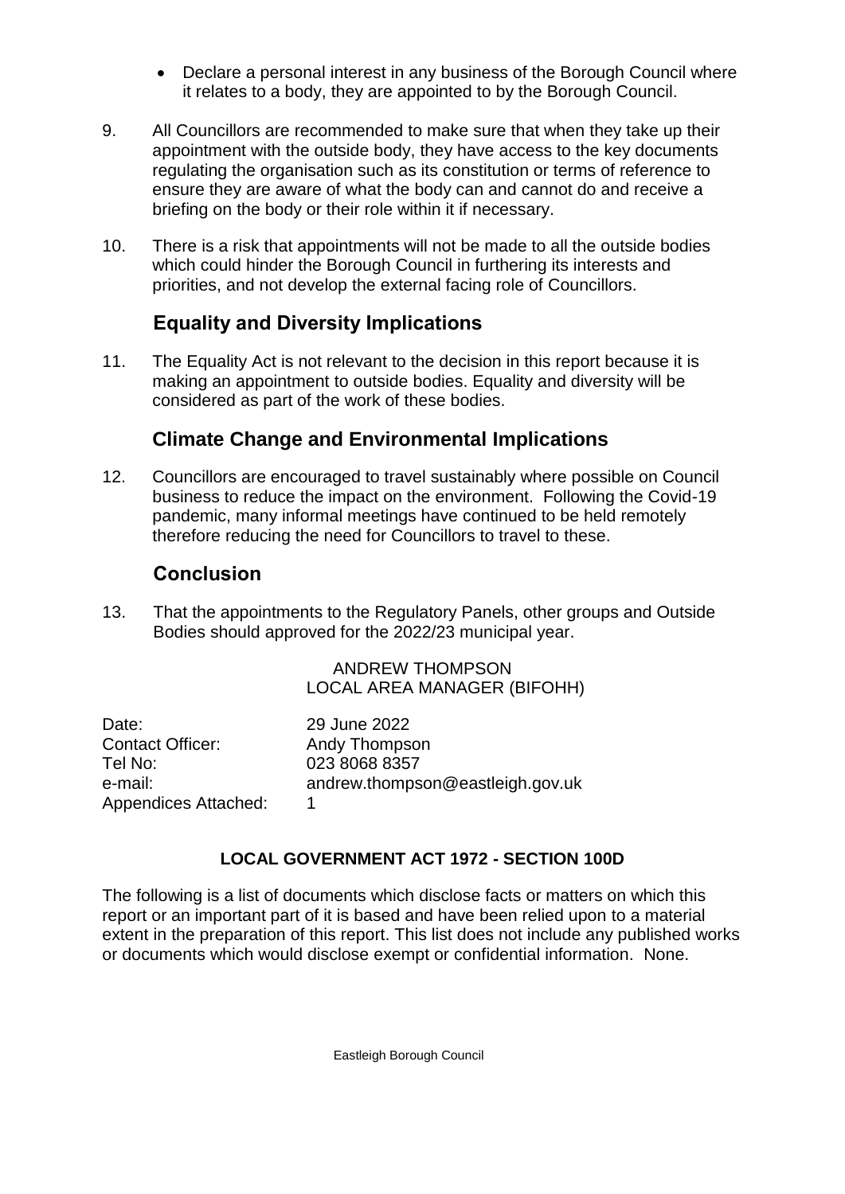- Declare a personal interest in any business of the Borough Council where it relates to a body, they are appointed to by the Borough Council.

9. All Councillors are recommended to make sure that when they take up their appointment with the outside body, they have access to the key documents regulating the organisation such as its constitution or terms of reference to ensure they are aware of what the body can and cannot do and receive a briefing on the body or their role within it if necessary.

10. There is a risk that appointments will not be made to all the outside bodies which could hinder the Borough Council in furthering its interests and priorities, and not develop the external facing role of Councillors.

## Equality and Diversity Implications

11. The Equality Act is not relevant to the decision in this report because it is making an appointment to outside bodies. Equality and diversity will be considered as part of the work of these bodies.

## Climate Change and Environmental Implications

12. Councillors are encouraged to travel sustainably where possible on Council business to reduce the impact on the environment. Following the Covid-19 pandemic, many informal meetings have continued to be held remotely therefore reducing the need for Councillors to travel to these.

## Conclusion

13. That the appointments to the Regulatory Panels, other groups and Outside Bodies should approved for the 2022/23 municipal year.

ANDREW THOMPSON
LOCAL AREA MANAGER (BIFOHH)

| | |
|---|---|
| Date: | 29 June 2022 |
| Contact Officer: | Andy Thompson |
| Tel No: | 023 8068 8357 |
| e-mail: | andrew.thompson@eastleigh.gov.uk |
| Appendices Attached: | 1 |

**LOCAL GOVERNMENT ACT 1972 - SECTION 100D**

The following is a list of documents which disclose facts or matters on which this report or an important part of it is based and have been relied upon to a material extent in the preparation of this report. This list does not include any published works or documents which would disclose exempt or confidential information. None.